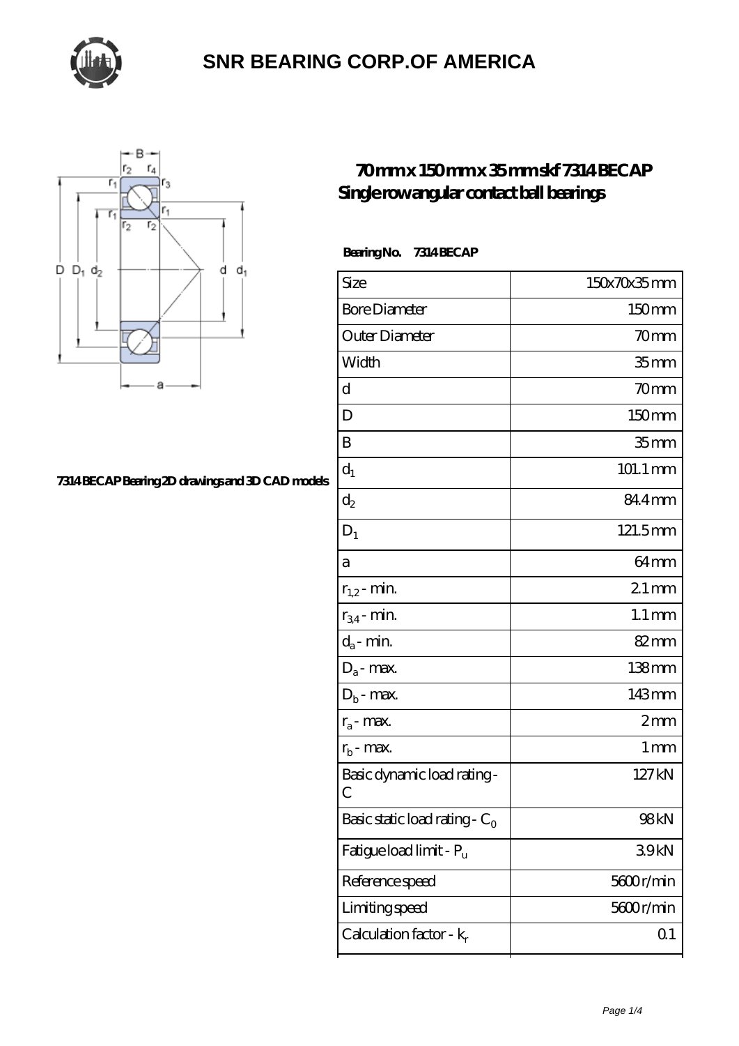# SNR BEARING CORP.OF AMERICA

## 70 mm x 150 mm x 35 mm skf 7314 BECAP Single row angular contact ball bearings

7314 BECAP Bearing 2D drawings and 3D CAD models

**Bearing No. 7314 BECAP**

| | |
|---|---|
| Size | 150x70x35 mm |
| Bore Diameter | 150 mm |
| Outer Diameter | 70 mm |
| Width | 35 mm |
| d | 70 mm |
| D | 150 mm |
| B | 35 mm |
| $d_1$ | 101.1 mm |
| $d_2$ | 84.4 mm |
| $D_1$ | 121.5 mm |
| a | 64 mm |
| $r_{1,2}$ - min. | 2.1 mm |
| $r_{3,4}$ - min. | 1.1 mm |
| $d_a$ - min. | 82 mm |
| $D_a$ - max. | 138 mm |
| $D_b$ - max. | 143 mm |
| $r_a$ - max. | 2 mm |
| $r_b$ - max. | 1 mm |
| Basic dynamic load rating - C | 127 kN |
| Basic static load rating - $C_0$ | 98 kN |
| Fatigue load limit - $P_u$ | 3.9 kN |
| Reference speed | 5600 r/min |
| Limiting speed | 5600 r/min |
| Calculation factor - $k_r$ | 0.1 |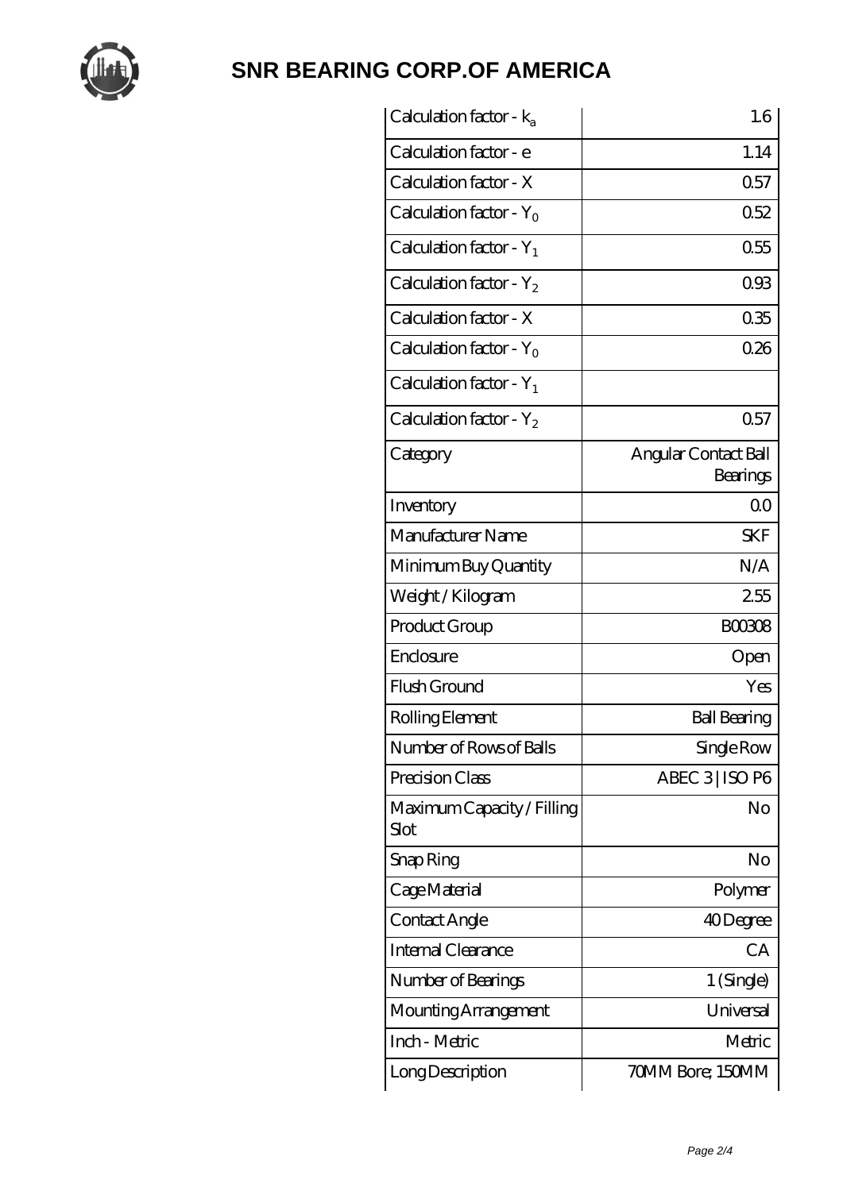# SNR BEARING CORP.OF AMERICA

| | |
|---|---|
| Calculation factor - $k_a$ | 1.6 |
| Calculation factor - e | 1.14 |
| Calculation factor - X | 0.57 |
| Calculation factor - $Y_0$ | 0.52 |
| Calculation factor - $Y_1$ | 0.55 |
| Calculation factor - $Y_2$ | 0.93 |
| Calculation factor - X | 0.35 |
| Calculation factor - $Y_0$ | 0.26 |
| Calculation factor - $Y_1$ | |
| Calculation factor - $Y_2$ | 0.57 |
| Category | Angular Contact Ball Bearings |
| Inventory | 0.0 |
| Manufacturer Name | SKF |
| Minimum Buy Quantity | N/A |
| Weight / Kilogram | 2.55 |
| Product Group | B00308 |
| Enclosure | Open |
| Flush Ground | Yes |
| Rolling Element | Ball Bearing |
| Number of Rows of Balls | Single Row |
| Precision Class | ABEC 3 \| ISO P6 |
| Maximum Capacity / Filling Slot | No |
| Snap Ring | No |
| Cage Material | Polymer |
| Contact Angle | 40 Degree |
| Internal Clearance | CA |
| Number of Bearings | 1 (Single) |
| Mounting Arrangement | Universal |
| Inch - Metric | Metric |
| Long Description | 70MM Bore; 150MM |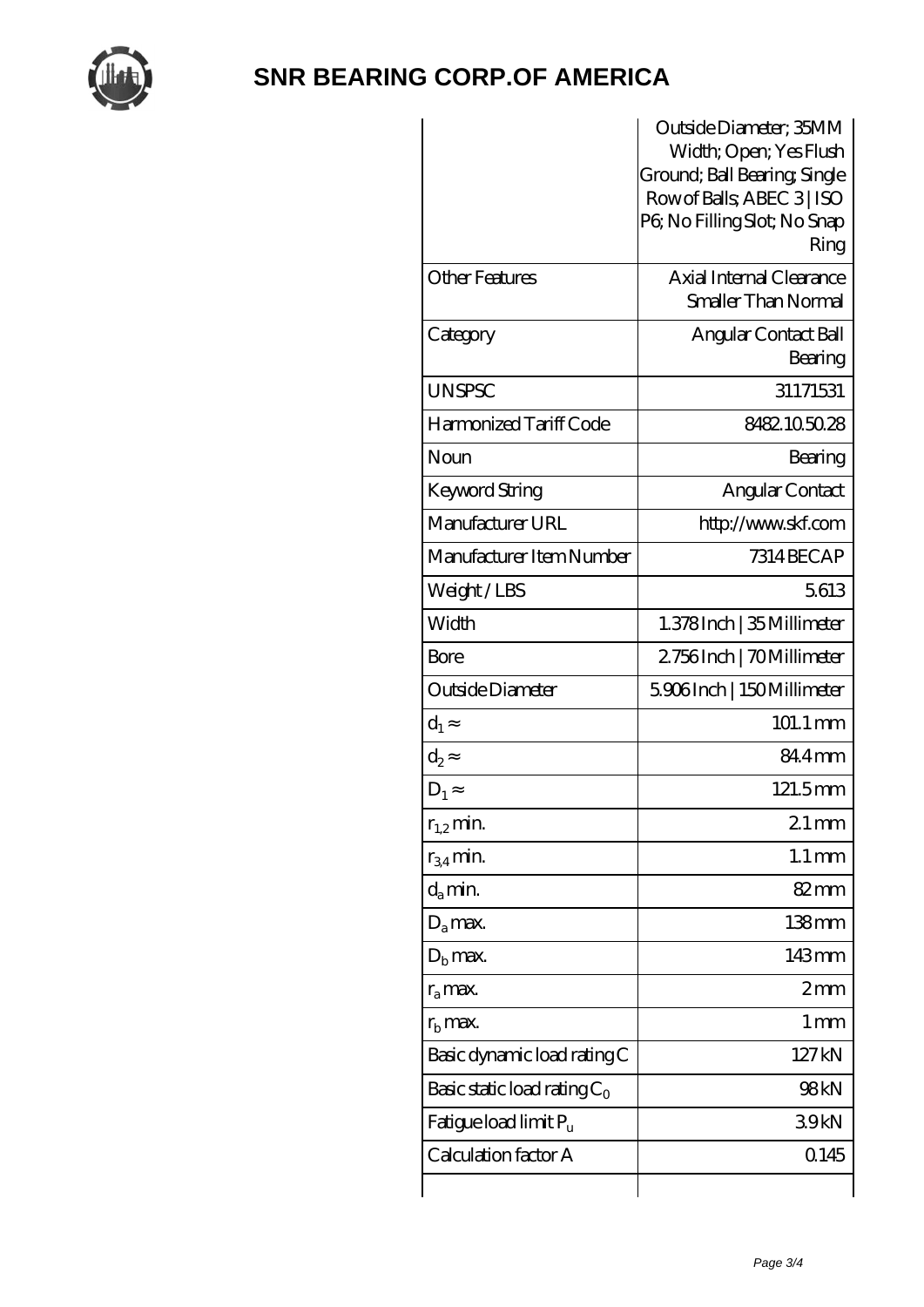| | |
|---|---|
| | Outside Diameter; 35MM Width; Open; Yes Flush Ground; Ball Bearing; Single Row of Balls; ABEC 3 \| ISO P6; No Filling Slot; No Snap Ring |
| Other Features | Axial Internal Clearance Smaller Than Normal |
| Category | Angular Contact Ball Bearing |
| UNSPSC | 31171531 |
| Harmonized Tariff Code | 8482.10.50.28 |
| Noun | Bearing |
| Keyword String | Angular Contact |
| Manufacturer URL | http://www.skf.com |
| Manufacturer Item Number | 7314 BECAP |
| Weight / LBS | 5.613 |
| Width | 1.378 Inch \| 35 Millimeter |
| Bore | 2.756 Inch \| 70 Millimeter |
| Outside Diameter | 5.906 Inch \| 150 Millimeter |
| $d_1 \approx$ | 101.1 mm |
| $d_2 \approx$ | 84.4 mm |
| $D_1 \approx$ | 121.5 mm |
| $r_{1,2}$ min. | 2.1 mm |
| $r_{3,4}$ min. | 1.1 mm |
| $d_a$ min. | 82 mm |
| $D_a$ max. | 138 mm |
| $D_b$ max. | 143 mm |
| $r_a$ max. | 2 mm |
| $r_b$ max. | 1 mm |
| Basic dynamic load rating C | 127 kN |
| Basic static load rating $C_0$ | 98 kN |
| Fatigue load limit $P_u$ | 3.9 kN |
| Calculation factor A | 0.145 |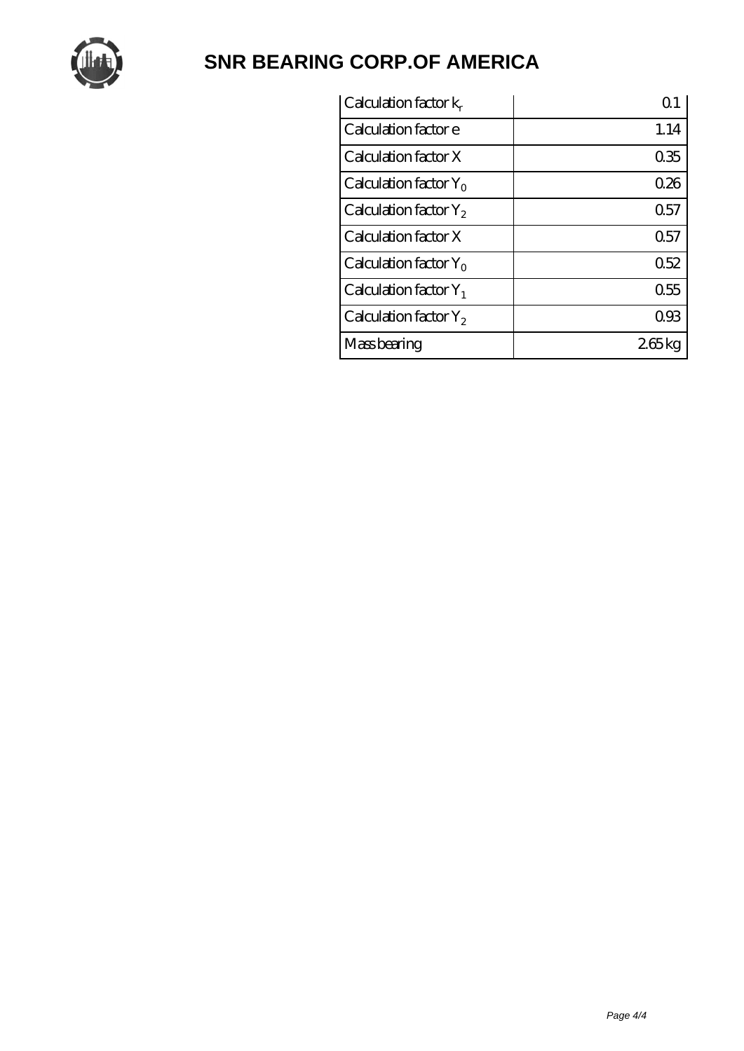| | |
|---|---|
| Calculation factor $k_r$ | 0.1 |
| Calculation factor e | 1.14 |
| Calculation factor X | 0.35 |
| Calculation factor $Y_0$ | 0.26 |
| Calculation factor $Y_2$ | 0.57 |
| Calculation factor X | 0.57 |
| Calculation factor $Y_0$ | 0.52 |
| Calculation factor $Y_1$ | 0.55 |
| Calculation factor $Y_2$ | 0.93 |
| Mass bearing | 2.65 kg |